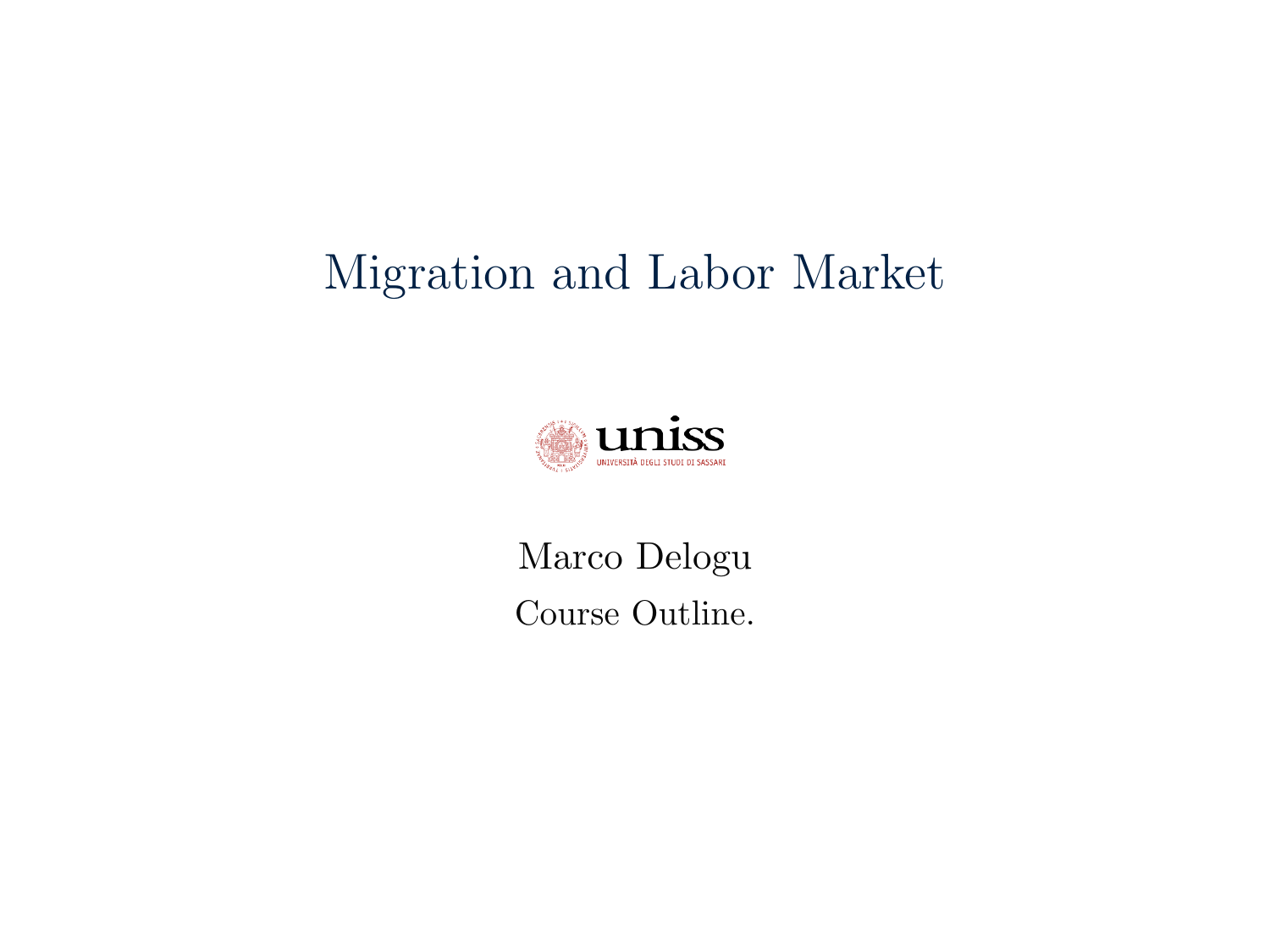# Migration and Labor Market

uniss
UNIVERSITÀ DEGLI STUDI DI SASSARI

Marco Delogu

Course Outline.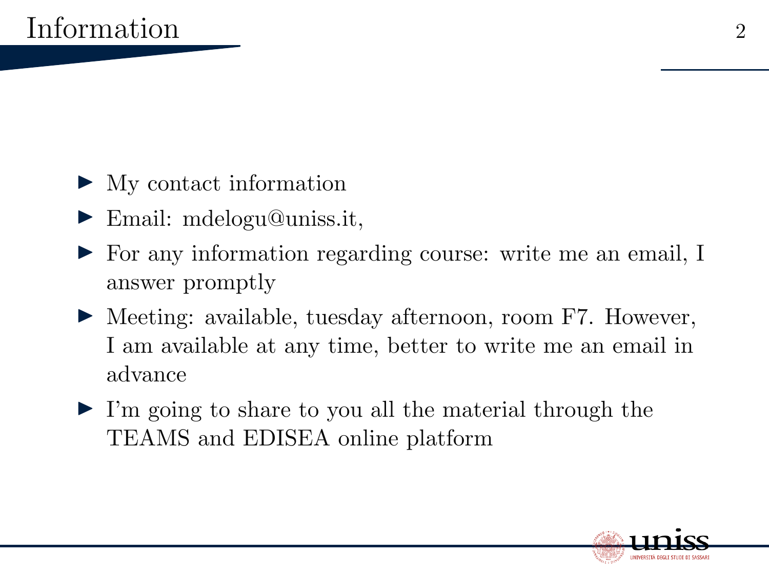# Information

- My contact information
- Email: mdelogu@uniss.it,
- For any information regarding course: write me an email, I answer promptly
- Meeting: available, tuesday afternoon, room F7. However, I am available at any time, better to write me an email in advance
- I'm going to share to you all the material through the TEAMS and EDISEA online platform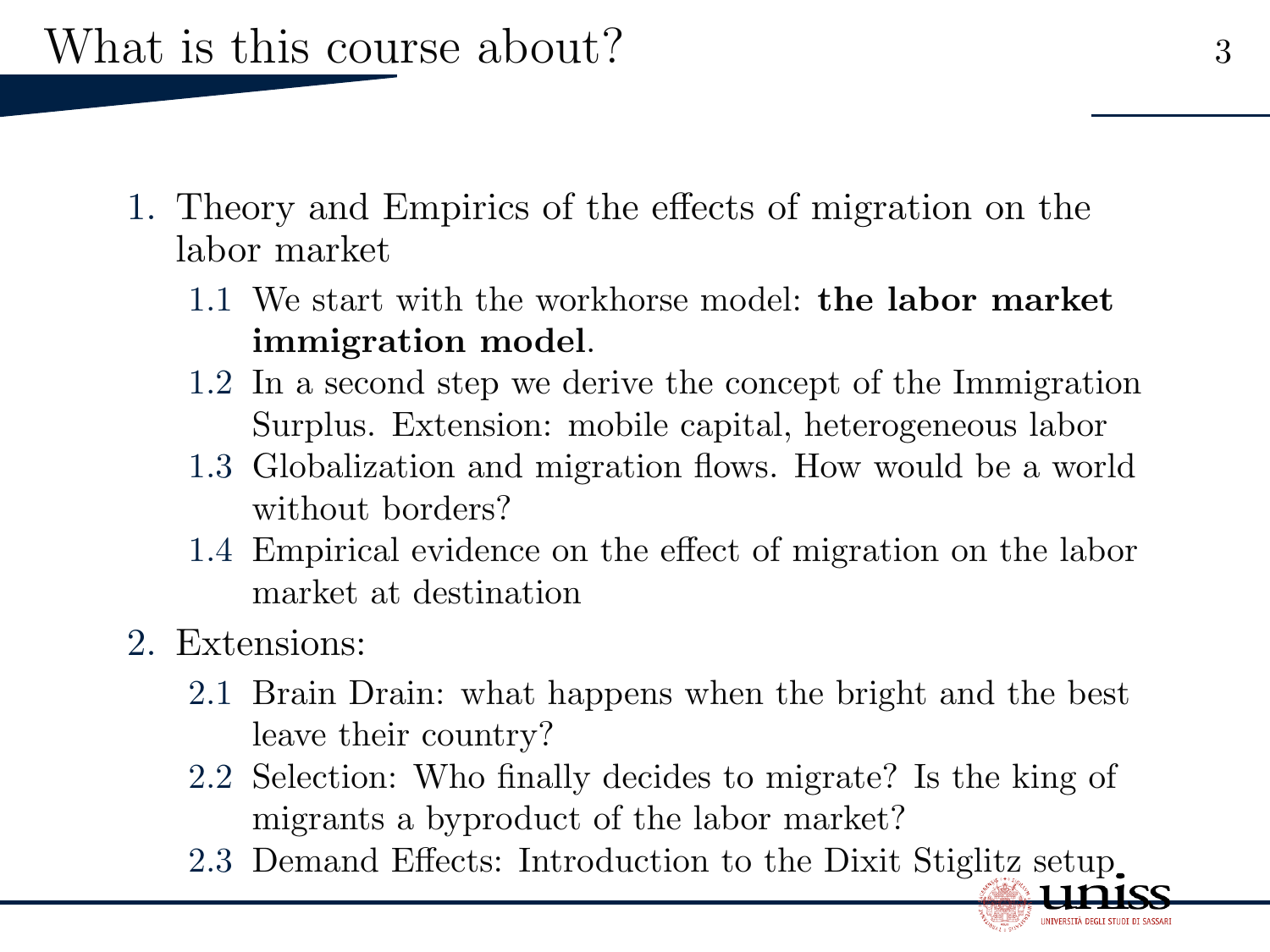# What is this course about?

1. Theory and Empirics of the effects of migration on the labor market
   1.1 We start with the workhorse model: **the labor market immigration model**.
   1.2 In a second step we derive the concept of the Immigration Surplus. Extension: mobile capital, heterogeneous labor
   1.3 Globalization and migration flows. How would be a world without borders?
   1.4 Empirical evidence on the effect of migration on the labor market at destination
2. Extensions:
   2.1 Brain Drain: what happens when the bright and the best leave their country?
   2.2 Selection: Who finally decides to migrate? Is the king of migrants a byproduct of the labor market?
   2.3 Demand Effects: Introduction to the Dixit Stiglitz setup.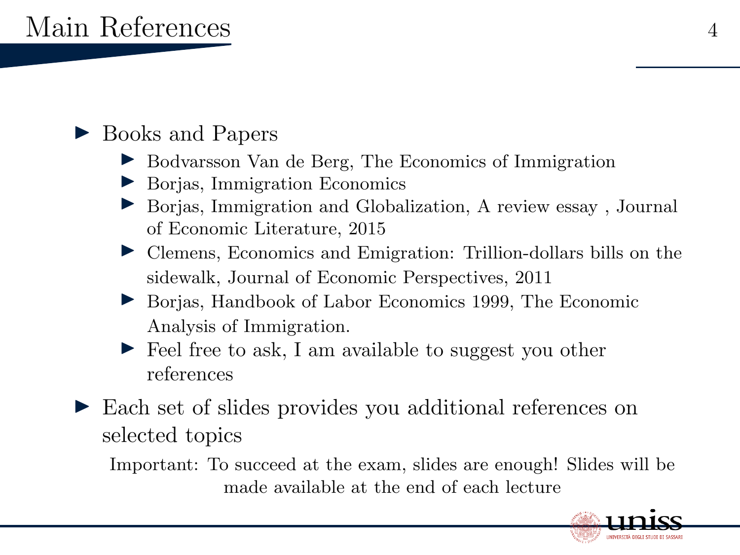# Main References

- Books and Papers
  - Bodvarsson Van de Berg, The Economics of Immigration
  - Borjas, Immigration Economics
  - Borjas, Immigration and Globalization, A review essay , Journal of Economic Literature, 2015
  - Clemens, Economics and Emigration: Trillion-dollars bills on the sidewalk, Journal of Economic Perspectives, 2011
  - Borjas, Handbook of Labor Economics 1999, The Economic Analysis of Immigration.
  - Feel free to ask, I am available to suggest you other references
- Each set of slides provides you additional references on selected topics

Important: To succeed at the exam, slides are enough! Slides will be made available at the end of each lecture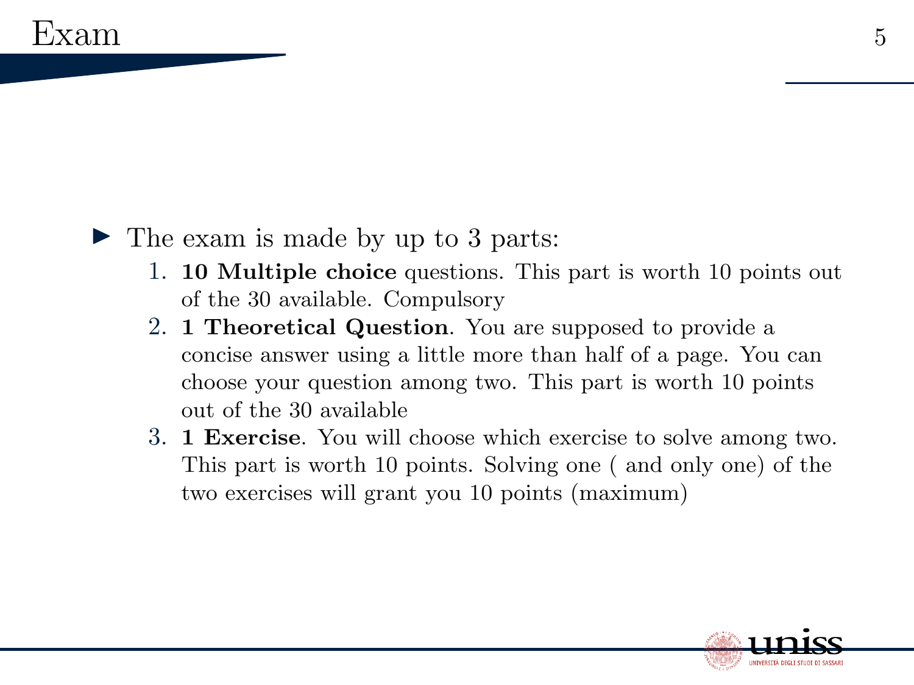# Exam

- The exam is made by up to 3 parts:
  1. **10 Multiple choice** questions. This part is worth 10 points out of the 30 available. Compulsory
  2. **1 Theoretical Question**. You are supposed to provide a concise answer using a little more than half of a page. You can choose your question among two. This part is worth 10 points out of the 30 available
  3. **1 Exercise**. You will choose which exercise to solve among two. This part is worth 10 points. Solving one ( and only one) of the two exercises will grant you 10 points (maximum)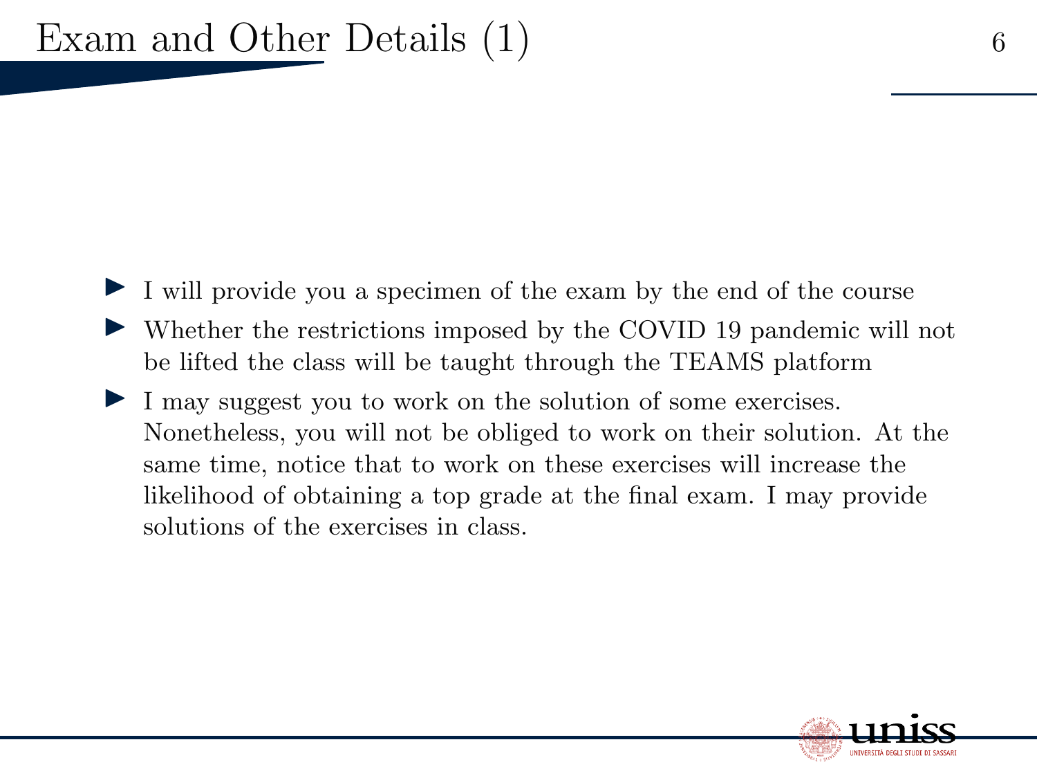# Exam and Other Details (1)

- I will provide you a specimen of the exam by the end of the course
- Whether the restrictions imposed by the COVID 19 pandemic will not be lifted the class will be taught through the TEAMS platform
- I may suggest you to work on the solution of some exercises. Nonetheless, you will not be obliged to work on their solution. At the same time, notice that to work on these exercises will increase the likelihood of obtaining a top grade at the final exam. I may provide solutions of the exercises in class.